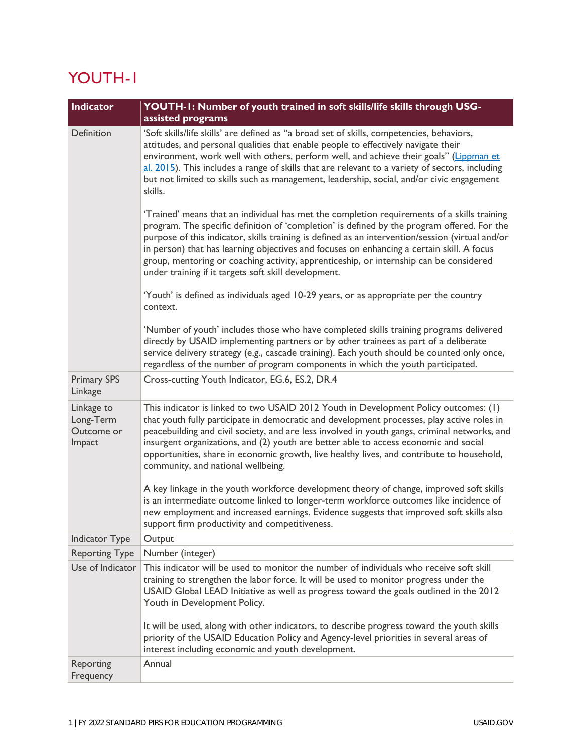# YOUTH-1

| Indicator | **YOUTH-1: Number of youth trained in soft skills/life skills through USG-assisted programs** |
| --- | --- |
| Definition | 'Soft skills/life skills' are defined as "a broad set of skills, competencies, behaviors, attitudes, and personal qualities that enable people to effectively navigate their environment, work well with others, perform well, and achieve their goals" (Lippman et al. 2015). This includes a range of skills that are relevant to a variety of sectors, including but not limited to skills such as management, leadership, social, and/or civic engagement skills.<br><br>'Trained' means that an individual has met the completion requirements of a skills training program. The specific definition of 'completion' is defined by the program offered. For the purpose of this indicator, skills training is defined as an intervention/session (virtual and/or in person) that has learning objectives and focuses on enhancing a certain skill. A focus group, mentoring or coaching activity, apprenticeship, or internship can be considered under training if it targets soft skill development.<br><br>'Youth' is defined as individuals aged 10-29 years, or as appropriate per the country context.<br><br>'Number of youth' includes those who have completed skills training programs delivered directly by USAID implementing partners or by other trainees as part of a deliberate service delivery strategy (e.g., cascade training). Each youth should be counted only once, regardless of the number of program components in which the youth participated. |
| Primary SPS Linkage | Cross-cutting Youth Indicator, EG.6, ES.2, DR.4 |
| Linkage to Long-Term Outcome or Impact | This indicator is linked to two USAID 2012 Youth in Development Policy outcomes: (1) that youth fully participate in democratic and development processes, play active roles in peacebuilding and civil society, and are less involved in youth gangs, criminal networks, and insurgent organizations, and (2) youth are better able to access economic and social opportunities, share in economic growth, live healthy lives, and contribute to household, community, and national wellbeing.<br><br>A key linkage in the youth workforce development theory of change, improved soft skills is an intermediate outcome linked to longer-term workforce outcomes like incidence of new employment and increased earnings. Evidence suggests that improved soft skills also support firm productivity and competitiveness. |
| Indicator Type | Output |
| Reporting Type | Number (integer) |
| Use of Indicator | This indicator will be used to monitor the number of individuals who receive soft skill training to strengthen the labor force. It will be used to monitor progress under the USAID Global LEAD Initiative as well as progress toward the goals outlined in the 2012 Youth in Development Policy.<br><br>It will be used, along with other indicators, to describe progress toward the youth skills priority of the USAID Education Policy and Agency-level priorities in several areas of interest including economic and youth development. |
| Reporting Frequency | Annual |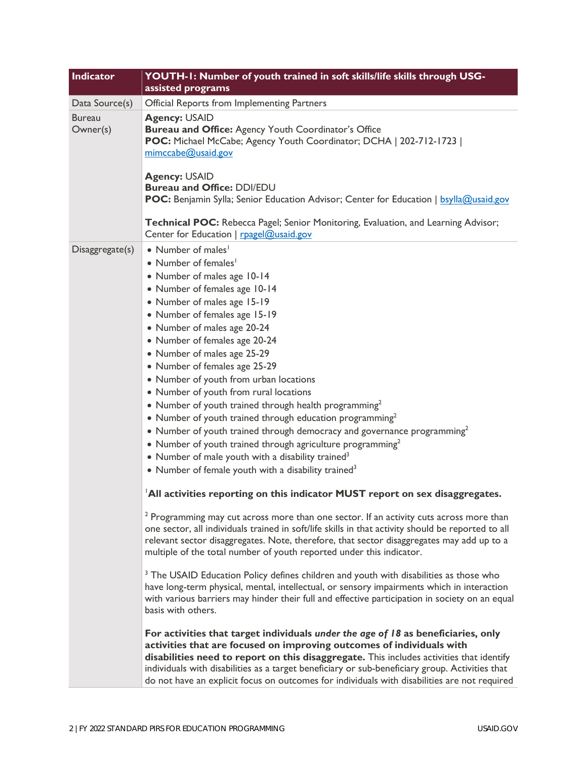| Indicator | YOUTH-1: Number of youth trained in soft skills/life skills through USG-assisted programs |
| --- | --- |
| Data Source(s) | Official Reports from Implementing Partners |
| Bureau Owner(s) | **Agency:** USAID<br>**Bureau and Office:** Agency Youth Coordinator's Office<br>**POC:** Michael McCabe; Agency Youth Coordinator; DCHA \| 202-712-1723 \| mimccabe@usaid.gov<br><br>**Agency:** USAID<br>**Bureau and Office:** DDI/EDU<br>**POC:** Benjamin Sylla; Senior Education Advisor; Center for Education \| bsylla@usaid.gov<br><br>**Technical POC:** Rebecca Pagel; Senior Monitoring, Evaluation, and Learning Advisor; Center for Education \| rpagel@usaid.gov |
| Disaggregate(s) | • Number of males[1]<br>• Number of females[1]<br>• Number of males age 10-14<br>• Number of females age 10-14<br>• Number of males age 15-19<br>• Number of females age 15-19<br>• Number of males age 20-24<br>• Number of females age 20-24<br>• Number of males age 25-29<br>• Number of females age 25-29<br>• Number of youth from urban locations<br>• Number of youth from rural locations<br>• Number of youth trained through health programming[2]<br>• Number of youth trained through education programming[2]<br>• Number of youth trained through democracy and governance programming[2]<br>• Number of youth trained through agriculture programming[2]<br>• Number of male youth with a disability trained[3]<br>• Number of female youth with a disability trained[3]<br><br>[1]**All activities reporting on this indicator MUST report on sex disaggregates.**<br><br>[2] Programming may cut across more than one sector. If an activity cuts across more than one sector, all individuals trained in soft/life skills in that activity should be reported to all relevant sector disaggregates. Note, therefore, that sector disaggregates may add up to a multiple of the total number of youth reported under this indicator.<br><br>[3] The USAID Education Policy defines children and youth with disabilities as those who have long-term physical, mental, intellectual, or sensory impairments which in interaction with various barriers may hinder their full and effective participation in society on an equal basis with others.<br><br>**For activities that target individuals *under the age of 18* as beneficiaries, only activities that are focused on improving outcomes of individuals with disabilities need to report on this disaggregate.** This includes activities that identify individuals with disabilities as a target beneficiary or sub-beneficiary group. Activities that do not have an explicit focus on outcomes for individuals with disabilities are not required |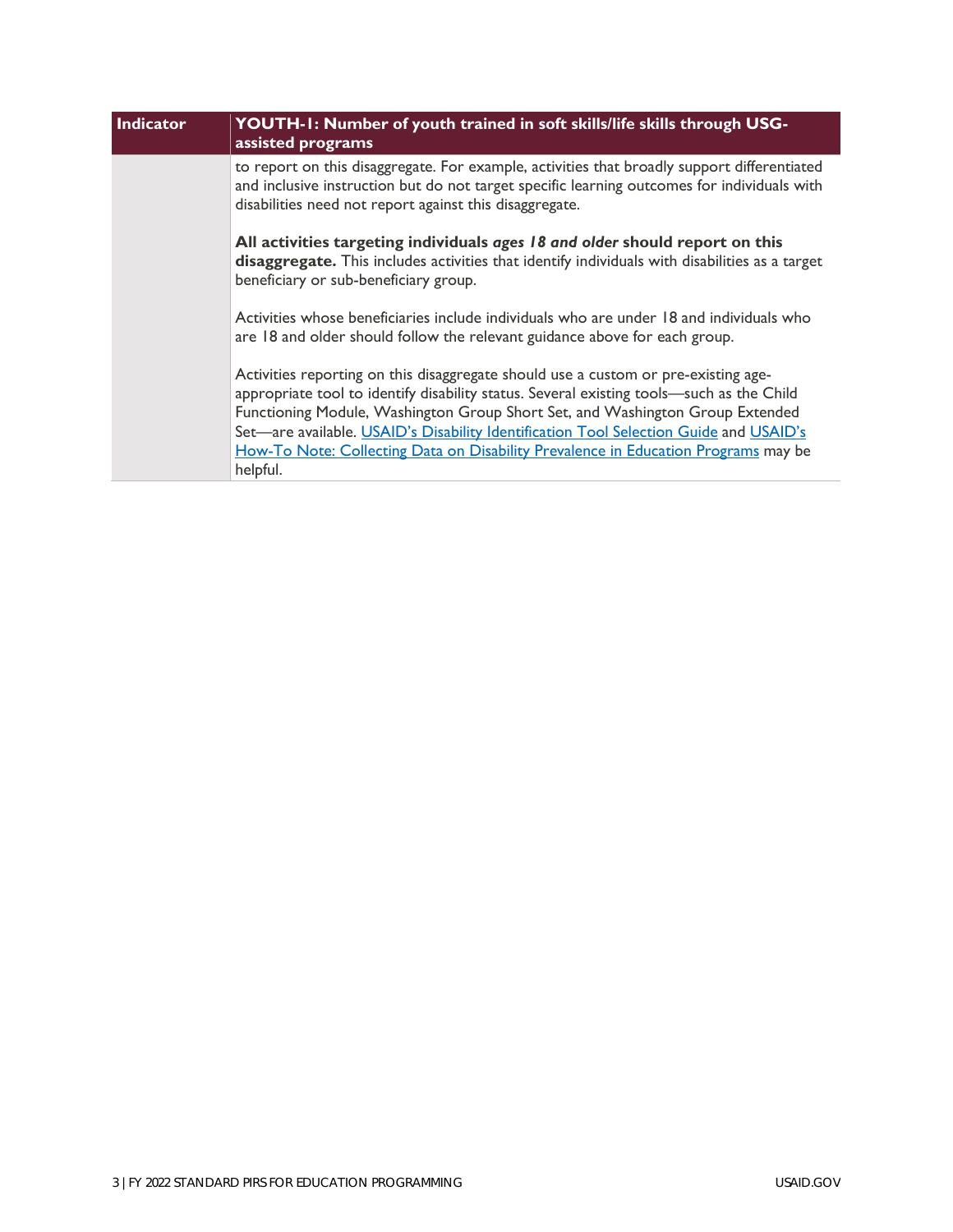| Indicator | YOUTH-1: Number of youth trained in soft skills/life skills through USG-assisted programs |
|---|---|
| | to report on this disaggregate. For example, activities that broadly support differentiated and inclusive instruction but do not target specific learning outcomes for individuals with disabilities need not report against this disaggregate.<br><br>**All activities targeting individuals *ages 18 and older* should report on this disaggregate.** This includes activities that identify individuals with disabilities as a target beneficiary or sub-beneficiary group.<br><br>Activities whose beneficiaries include individuals who are under 18 and individuals who are 18 and older should follow the relevant guidance above for each group.<br><br>Activities reporting on this disaggregate should use a custom or pre-existing age-appropriate tool to identify disability status. Several existing tools—such as the Child Functioning Module, Washington Group Short Set, and Washington Group Extended Set—are available. USAID's Disability Identification Tool Selection Guide and USAID's How-To Note: Collecting Data on Disability Prevalence in Education Programs may be helpful. |